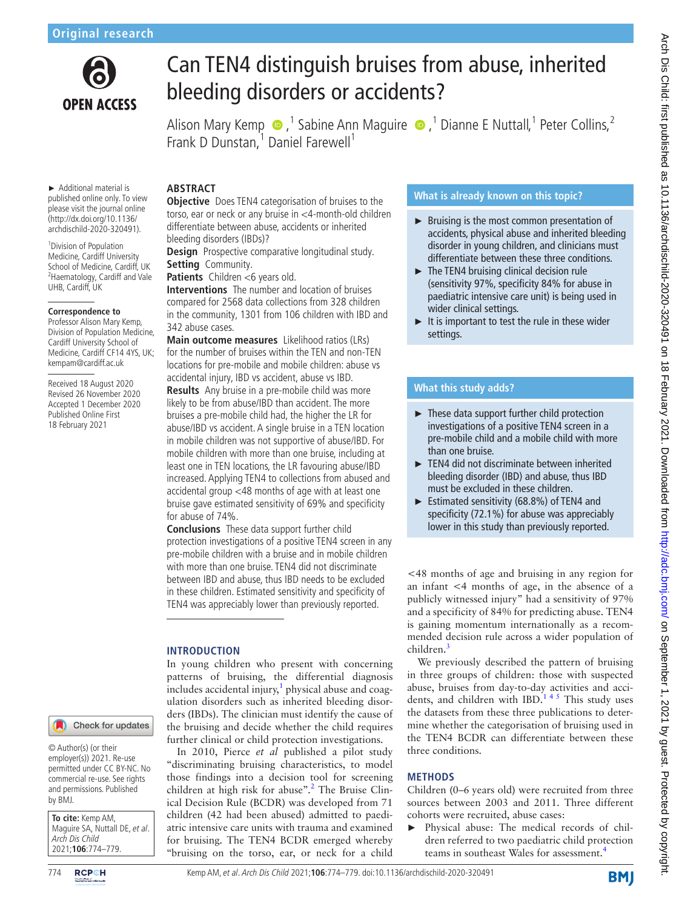Original research

# Can TEN4 distinguish bruises from abuse, inherited bleeding disorders or accidents?

Alison Mary Kemp,[1] Sabine Ann Maguire,[1] Dianne E Nuttall,[1] Peter Collins,[2] Frank D Dunstan,[1] Daniel Farewell[1]

► Additional material is published online only. To view please visit the journal online (http://dx.doi.org/10.1136/archdischild-2020-320491).

[1]Division of Population Medicine, Cardiff University School of Medicine, Cardiff, UK
[2]Haematology, Cardiff and Vale UHB, Cardiff, UK

**Correspondence to**
Professor Alison Mary Kemp, Division of Population Medicine, Cardiff University School of Medicine, Cardiff CF14 4YS, UK; kempam@cardiff.ac.uk

Received 18 August 2020
Revised 26 November 2020
Accepted 1 December 2020
Published Online First 18 February 2021

© Author(s) (or their employer(s)) 2021. Re-use permitted under CC BY-NC. No commercial re-use. See rights and permissions. Published by BMJ.

**To cite:** Kemp AM, Maguire SA, Nuttall DE, *et al*. *Arch Dis Child* 2021;**106**:774–779.

## ABSTRACT

**Objective** Does TEN4 categorisation of bruises to the torso, ear or neck or any bruise in <4-month-old children differentiate between abuse, accidents or inherited bleeding disorders (IBDs)?

**Design** Prospective comparative longitudinal study.

**Setting** Community.

**Patients** Children <6 years old.

**Interventions** The number and location of bruises compared for 2568 data collections from 328 children in the community, 1301 from 106 children with IBD and 342 abuse cases.

**Main outcome measures** Likelihood ratios (LRs) for the number of bruises within the TEN and non-TEN locations for pre-mobile and mobile children: abuse vs accidental injury, IBD vs accident, abuse vs IBD.

**Results** Any bruise in a pre-mobile child was more likely to be from abuse/IBD than accident. The more bruises a pre-mobile child had, the higher the LR for abuse/IBD vs accident. A single bruise in a TEN location in mobile children was not supportive of abuse/IBD. For mobile children with more than one bruise, including at least one in TEN locations, the LR favouring abuse/IBD increased. Applying TEN4 to collections from abused and accidental group <48 months of age with at least one bruise gave estimated sensitivity of 69% and specificity for abuse of 74%.

**Conclusions** These data support further child protection investigations of a positive TEN4 screen in any pre-mobile children with a bruise and in mobile children with more than one bruise. TEN4 did not discriminate between IBD and abuse, thus IBD needs to be excluded in these children. Estimated sensitivity and specificity of TEN4 was appreciably lower than previously reported.

### What is already known on this topic?

- ► Bruising is the most common presentation of accidents, physical abuse and inherited bleeding disorder in young children, and clinicians must differentiate between these three conditions.
- ► The TEN4 bruising clinical decision rule (sensitivity 97%, specificity 84% for abuse in paediatric intensive care unit) is being used in wider clinical settings.
- ► It is important to test the rule in these wider settings.

### What this study adds?

- ► These data support further child protection investigations of a positive TEN4 screen in a pre-mobile child and a mobile child with more than one bruise.
- ► TEN4 did not discriminate between inherited bleeding disorder (IBD) and abuse, thus IBD must be excluded in these children.
- ► Estimated sensitivity (68.8%) of TEN4 and specificity (72.1%) for abuse was appreciably lower in this study than previously reported.

## INTRODUCTION

In young children who present with concerning patterns of bruising, the differential diagnosis includes accidental injury,[1] physical abuse and coagulation disorders such as inherited bleeding disorders (IBDs). The clinician must identify the cause of the bruising and decide whether the child requires further clinical or child protection investigations.

In 2010, Pierce *et al* published a pilot study "discriminating bruising characteristics, to model those findings into a decision tool for screening children at high risk for abuse".[2] The Bruise Clinical Decision Rule (BCDR) was developed from 71 children (42 had been abused) admitted to paediatric intensive care units with trauma and examined for bruising. The TEN4 BCDR emerged whereby "bruising on the torso, ear, or neck for a child <48 months of age and bruising in any region for an infant <4 months of age, in the absence of a publicly witnessed injury" had a sensitivity of 97% and a specificity of 84% for predicting abuse. TEN4 is gaining momentum internationally as a recommended decision rule across a wider population of children.[3]

We previously described the pattern of bruising in three groups of children: those with suspected abuse, bruises from day-to-day activities and accidents, and children with IBD.[1 4 5] This study uses the datasets from these three publications to determine whether the categorisation of bruising used in the TEN4 BCDR can differentiate between these three conditions.

## METHODS

Children (0–6 years old) were recruited from three sources between 2003 and 2011. Three different cohorts were recruited, abuse cases:

- ► Physical abuse: The medical records of children referred to two paediatric child protection teams in southeast Wales for assessment.[4]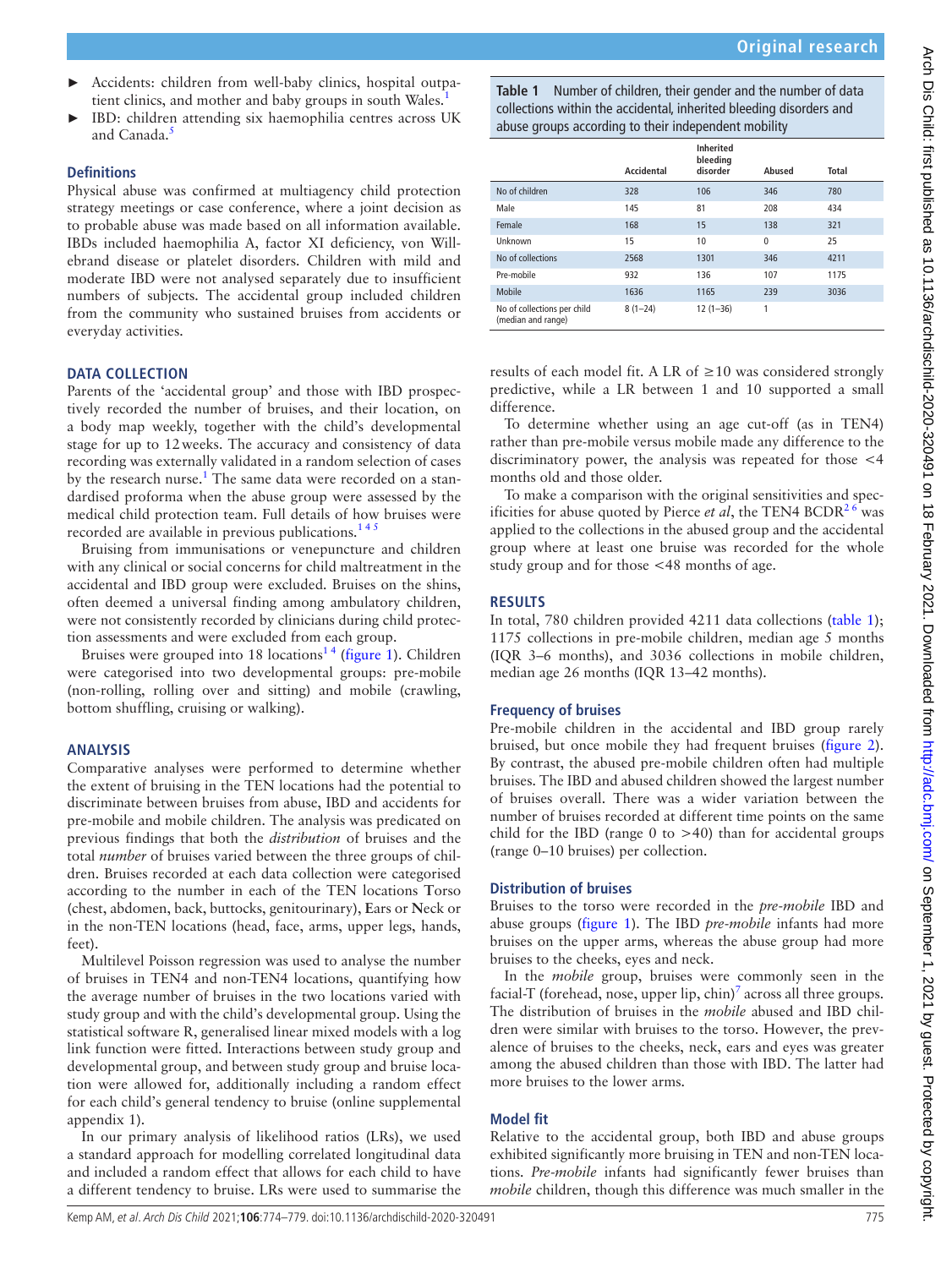- Accidents: children from well-baby clinics, hospital outpatient clinics, and mother and baby groups in south Wales.[1]
- IBD: children attending six haemophilia centres across UK and Canada.[5]

## Definitions

Physical abuse was confirmed at multiagency child protection strategy meetings or case conference, where a joint decision as to probable abuse was made based on all information available. IBDs included haemophilia A, factor XI deficiency, von Willebrand disease or platelet disorders. Children with mild and moderate IBD were not analysed separately due to insufficient numbers of subjects. The accidental group included children from the community who sustained bruises from accidents or everyday activities.

## DATA COLLECTION

Parents of the 'accidental group' and those with IBD prospectively recorded the number of bruises, and their location, on a body map weekly, together with the child's developmental stage for up to 12 weeks. The accuracy and consistency of data recording was externally validated in a random selection of cases by the research nurse.[1] The same data were recorded on a standardised proforma when the abuse group were assessed by the medical child protection team. Full details of how bruises were recorded are available in previous publications.[1 4 5]

Bruising from immunisations or venepuncture and children with any clinical or social concerns for child maltreatment in the accidental and IBD group were excluded. Bruises on the shins, often deemed a universal finding among ambulatory children, were not consistently recorded by clinicians during child protection assessments and were excluded from each group.

Bruises were grouped into 18 locations[1 4] (figure 1). Children were categorised into two developmental groups: pre-mobile (non-rolling, rolling over and sitting) and mobile (crawling, bottom shuffling, cruising or walking).

## ANALYSIS

Comparative analyses were performed to determine whether the extent of bruising in the TEN locations had the potential to discriminate between bruises from abuse, IBD and accidents for pre-mobile and mobile children. The analysis was predicated on previous findings that both the *distribution* of bruises and the total *number* of bruises varied between the three groups of children. Bruises recorded at each data collection were categorised according to the number in each of the TEN locations **T**orso (chest, abdomen, back, buttocks, genitourinary), **E**ars or **N**eck or in the non-TEN locations (head, face, arms, upper legs, hands, feet).

Multilevel Poisson regression was used to analyse the number of bruises in TEN4 and non-TEN4 locations, quantifying how the average number of bruises in the two locations varied with study group and with the child's developmental group. Using the statistical software R, generalised linear mixed models with a log link function were fitted. Interactions between study group and developmental group, and between study group and bruise location were allowed for, additionally including a random effect for each child's general tendency to bruise (online supplemental appendix 1).

In our primary analysis of likelihood ratios (LRs), we used a standard approach for modelling correlated longitudinal data and included a random effect that allows for each child to have a different tendency to bruise. LRs were used to summarise the results of each model fit. A LR of ≥10 was considered strongly predictive, while a LR between 1 and 10 supported a small difference.

To determine whether using an age cut-off (as in TEN4) rather than pre-mobile versus mobile made any difference to the discriminatory power, the analysis was repeated for those <4 months old and those older.

To make a comparison with the original sensitivities and specificities for abuse quoted by Pierce *et al*, the TEN4 BCDR[2 6] was applied to the collections in the abused group and the accidental group where at least one bruise was recorded for the whole study group and for those <48 months of age.

**Table 1** Number of children, their gender and the number of data collections within the accidental, inherited bleeding disorders and abuse groups according to their independent mobility

| | Accidental | Inherited bleeding disorder | Abused | Total |
|---|---|---|---|---|
| No of children | 328 | 106 | 346 | 780 |
| Male | 145 | 81 | 208 | 434 |
| Female | 168 | 15 | 138 | 321 |
| Unknown | 15 | 10 | 0 | 25 |
| No of collections | 2568 | 1301 | 346 | 4211 |
| Pre-mobile | 932 | 136 | 107 | 1175 |
| Mobile | 1636 | 1165 | 239 | 3036 |
| No of collections per child (median and range) | 8 (1–24) | 12 (1–36) | 1 | |

## RESULTS

In total, 780 children provided 4211 data collections (table 1); 1175 collections in pre-mobile children, median age 5 months (IQR 3–6 months), and 3036 collections in mobile children, median age 26 months (IQR 13–42 months).

## Frequency of bruises

Pre-mobile children in the accidental and IBD group rarely bruised, but once mobile they had frequent bruises (figure 2). By contrast, the abused pre-mobile children often had multiple bruises. The IBD and abused children showed the largest number of bruises overall. There was a wider variation between the number of bruises recorded at different time points on the same child for the IBD (range 0 to >40) than for accidental groups (range 0–10 bruises) per collection.

## Distribution of bruises

Bruises to the torso were recorded in the *pre-mobile* IBD and abuse groups (figure 1). The IBD *pre-mobile* infants had more bruises on the upper arms, whereas the abuse group had more bruises to the cheeks, eyes and neck.

In the *mobile* group, bruises were commonly seen in the facial-T (forehead, nose, upper lip, chin)[7] across all three groups. The distribution of bruises in the *mobile* abused and IBD children were similar with bruises to the torso. However, the prevalence of bruises to the cheeks, neck, ears and eyes was greater among the abused children than those with IBD. The latter had more bruises to the lower arms.

## Model fit

Relative to the accidental group, both IBD and abuse groups exhibited significantly more bruising in TEN and non-TEN locations. *Pre-mobile* infants had significantly fewer bruises than *mobile* children, though this difference was much smaller in the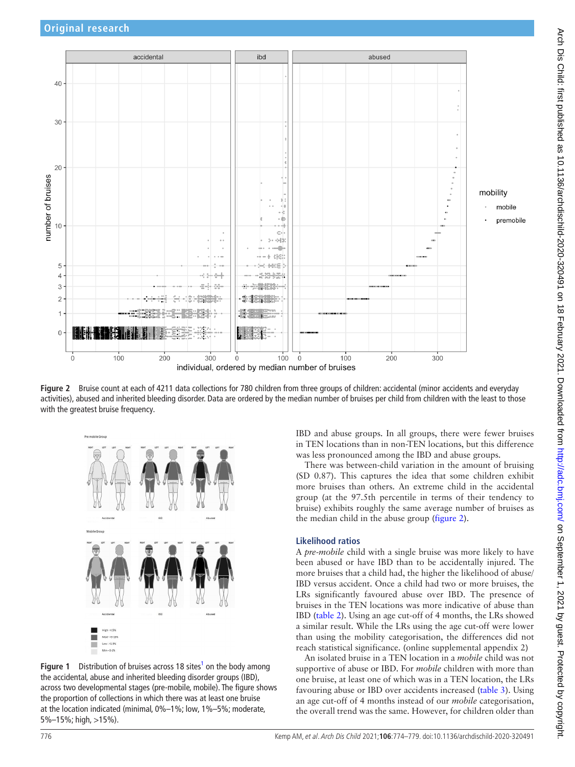Figure 2 Bruise count at each of 4211 data collections for 780 children from three groups of children: accidental (minor accidents and everyday activities), abused and inherited bleeding disorder. Data are ordered by the median number of bruises per child from children with the least to those with the greatest bruise frequency.

Figure 1 Distribution of bruises across 18 sites[1] on the body among the accidental, abuse and inherited bleeding disorder groups (IBD), across two developmental stages (pre-mobile, mobile). The figure shows the proportion of collections in which there was at least one bruise at the location indicated (minimal, 0%–1%; low, 1%–5%; moderate, 5%–15%; high, >15%).

IBD and abuse groups. In all groups, there were fewer bruises in TEN locations than in non-TEN locations, but this difference was less pronounced among the IBD and abuse groups.

There was between-child variation in the amount of bruising (SD 0.87). This captures the idea that some children exhibit more bruises than others. An extreme child in the accidental group (at the 97.5th percentile in terms of their tendency to bruise) exhibits roughly the same average number of bruises as the median child in the abuse group (figure 2).

## Likelihood ratios

A *pre-mobile* child with a single bruise was more likely to have been abused or have IBD than to be accidentally injured. The more bruises that a child had, the higher the likelihood of abuse/IBD versus accident. Once a child had two or more bruises, the LRs significantly favoured abuse over IBD. The presence of bruises in the TEN locations was more indicative of abuse than IBD (table 2). Using an age cut-off of 4 months, the LRs showed a similar result. While the LRs using the age cut-off were lower than using the mobility categorisation, the differences did not reach statistical significance. (online supplemental appendix 2)

An isolated bruise in a TEN location in a *mobile* child was not supportive of abuse or IBD. For *mobile* children with more than one bruise, at least one of which was in a TEN location, the LRs favouring abuse or IBD over accidents increased (table 3). Using an age cut-off of 4 months instead of our *mobile* categorisation, the overall trend was the same. However, for children older than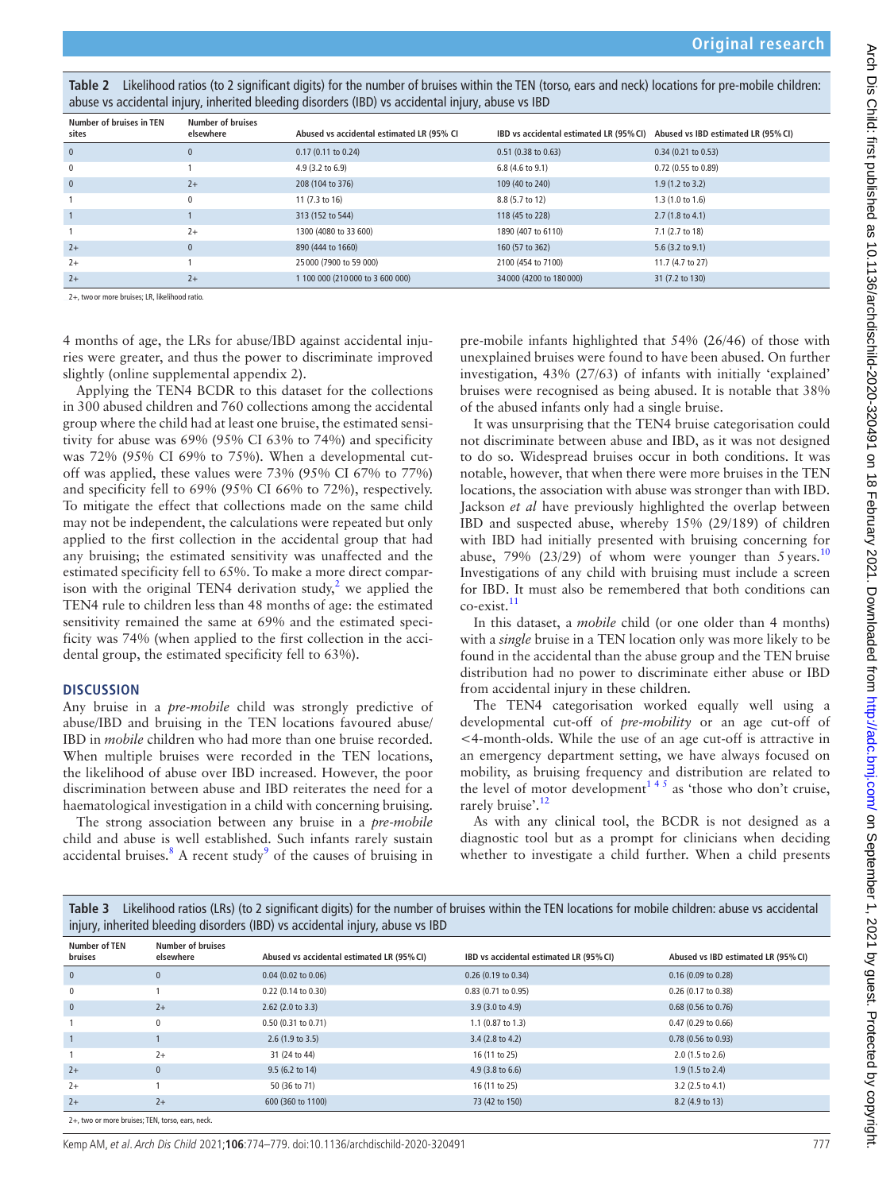**Table 2** Likelihood ratios (to 2 significant digits) for the number of bruises within the TEN (torso, ears and neck) locations for pre-mobile children: abuse vs accidental injury, inherited bleeding disorders (IBD) vs accidental injury, abuse vs IBD

| Number of bruises in TEN sites | Number of bruises elsewhere | Abused vs accidental estimated LR (95% CI | IBD vs accidental estimated LR (95% CI) | Abused vs IBD estimated LR (95% CI) |
|---|---|---|---|---|
| 0 | 0 | 0.17 (0.11 to 0.24) | 0.51 (0.38 to 0.63) | 0.34 (0.21 to 0.53) |
| 0 | 1 | 4.9 (3.2 to 6.9) | 6.8 (4.6 to 9.1) | 0.72 (0.55 to 0.89) |
| 0 | 2+ | 208 (104 to 376) | 109 (40 to 240) | 1.9 (1.2 to 3.2) |
| 1 | 0 | 11 (7.3 to 16) | 8.8 (5.7 to 12) | 1.3 (1.0 to 1.6) |
| 1 | 1 | 313 (152 to 544) | 118 (45 to 228) | 2.7 (1.8 to 4.1) |
| 1 | 2+ | 1300 (4080 to 33 600) | 1890 (407 to 6110) | 7.1 (2.7 to 18) |
| 2+ | 0 | 890 (444 to 1660) | 160 (57 to 362) | 5.6 (3.2 to 9.1) |
| 2+ | 1 | 25 000 (7900 to 59 000) | 2100 (454 to 7100) | 11.7 (4.7 to 27) |
| 2+ | 2+ | 1 100 000 (210 000 to 3 600 000) | 34 000 (4200 to 180 000) | 31 (7.2 to 130) |

2+, two or more bruises; LR, likelihood ratio.

4 months of age, the LRs for abuse/IBD against accidental injuries were greater, and thus the power to discriminate improved slightly (online supplemental appendix 2).

Applying the TEN4 BCDR to this dataset for the collections in 300 abused children and 760 collections among the accidental group where the child had at least one bruise, the estimated sensitivity for abuse was 69% (95% CI 63% to 74%) and specificity was 72% (95% CI 69% to 75%). When a developmental cut-off was applied, these values were 73% (95% CI 67% to 77%) and specificity fell to 69% (95% CI 66% to 72%), respectively. To mitigate the effect that collections made on the same child may not be independent, the calculations were repeated but only applied to the first collection in the accidental group that had any bruising; the estimated sensitivity was unaffected and the estimated specificity fell to 65%. To make a more direct comparison with the original TEN4 derivation study,[2] we applied the TEN4 rule to children less than 48 months of age: the estimated sensitivity remained the same at 69% and the estimated specificity was 74% (when applied to the first collection in the accidental group, the estimated specificity fell to 63%).

## DISCUSSION

Any bruise in a *pre-mobile* child was strongly predictive of abuse/IBD and bruising in the TEN locations favoured abuse/IBD in *mobile* children who had more than one bruise recorded. When multiple bruises were recorded in the TEN locations, the likelihood of abuse over IBD increased. However, the poor discrimination between abuse and IBD reiterates the need for a haematological investigation in a child with concerning bruising.

The strong association between any bruise in a *pre-mobile* child and abuse is well established. Such infants rarely sustain accidental bruises.[8] A recent study[9] of the causes of bruising in pre-mobile infants highlighted that 54% (26/46) of those with unexplained bruises were found to have been abused. On further investigation, 43% (27/63) of infants with initially 'explained' bruises were recognised as being abused. It is notable that 38% of the abused infants only had a single bruise.

It was unsurprising that the TEN4 bruise categorisation could not discriminate between abuse and IBD, as it was not designed to do so. Widespread bruises occur in both conditions. It was notable, however, that when there were more bruises in the TEN locations, the association with abuse was stronger than with IBD. Jackson *et al* have previously highlighted the overlap between IBD and suspected abuse, whereby 15% (29/189) of children with IBD had initially presented with bruising concerning for abuse, 79% (23/29) of whom were younger than 5 years.[10] Investigations of any child with bruising must include a screen for IBD. It must also be remembered that both conditions can co-exist.[11]

In this dataset, a *mobile* child (or one older than 4 months) with a *single* bruise in a TEN location only was more likely to be found in the accidental than the abuse group and the TEN bruise distribution had no power to discriminate either abuse or IBD from accidental injury in these children.

The TEN4 categorisation worked equally well using a developmental cut-off of *pre-mobility* or an age cut-off of <4-month-olds. While the use of an age cut-off is attractive in an emergency department setting, we have always focused on mobility, as bruising frequency and distribution are related to the level of motor development[1,4,5] as 'those who don't cruise, rarely bruise'.[12]

As with any clinical tool, the BCDR is not designed as a diagnostic tool but as a prompt for clinicians when deciding whether to investigate a child further. When a child presents

**Table 3** Likelihood ratios (LRs) (to 2 significant digits) for the number of bruises within the TEN locations for mobile children: abuse vs accidental injury, inherited bleeding disorders (IBD) vs accidental injury, abuse vs IBD

| Number of TEN bruises | Number of bruises elsewhere | Abused vs accidental estimated LR (95% CI) | IBD vs accidental estimated LR (95% CI) | Abused vs IBD estimated LR (95% CI) |
|---|---|---|---|---|
| 0 | 0 | 0.04 (0.02 to 0.06) | 0.26 (0.19 to 0.34) | 0.16 (0.09 to 0.28) |
| 0 | 1 | 0.22 (0.14 to 0.30) | 0.83 (0.71 to 0.95) | 0.26 (0.17 to 0.38) |
| 0 | 2+ | 2.62 (2.0 to 3.3) | 3.9 (3.0 to 4.9) | 0.68 (0.56 to 0.76) |
| 1 | 0 | 0.50 (0.31 to 0.71) | 1.1 (0.87 to 1.3) | 0.47 (0.29 to 0.66) |
| 1 | 1 | 2.6 (1.9 to 3.5) | 3.4 (2.8 to 4.2) | 0.78 (0.56 to 0.93) |
| 1 | 2+ | 31 (24 to 44) | 16 (11 to 25) | 2.0 (1.5 to 2.6) |
| 2+ | 0 | 9.5 (6.2 to 14) | 4.9 (3.8 to 6.6) | 1.9 (1.5 to 2.4) |
| 2+ | 1 | 50 (36 to 71) | 16 (11 to 25) | 3.2 (2.5 to 4.1) |
| 2+ | 2+ | 600 (360 to 1100) | 73 (42 to 150) | 8.2 (4.9 to 13) |

2+, two or more bruises; TEN, torso, ears, neck.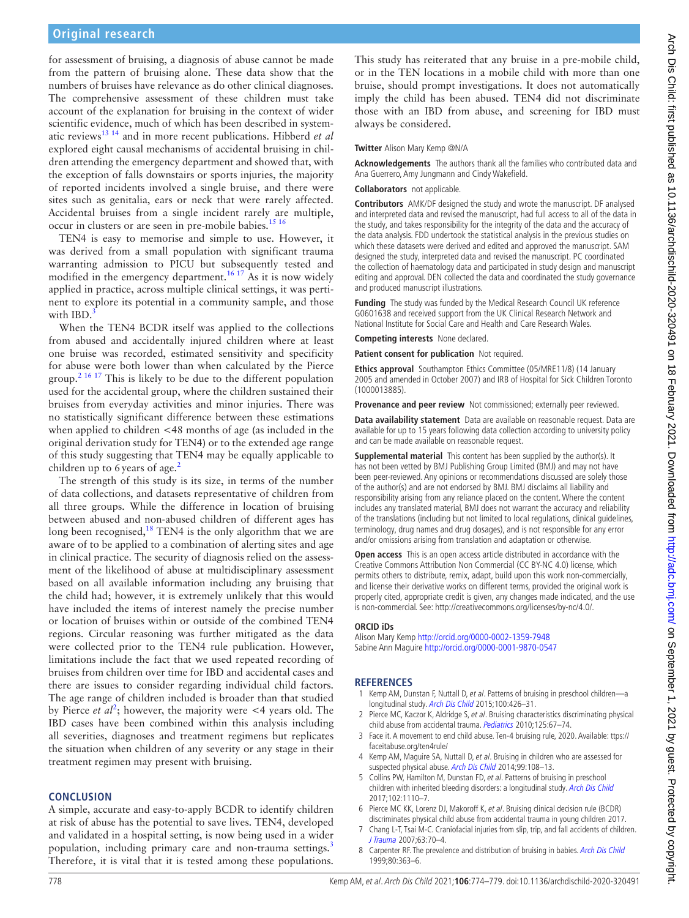for assessment of bruising, a diagnosis of abuse cannot be made from the pattern of bruising alone. These data show that the numbers of bruises have relevance as do other clinical diagnoses. The comprehensive assessment of these children must take account of the explanation for bruising in the context of wider scientific evidence, much of which has been described in systematic reviews[13 14] and in more recent publications. Hibberd *et al* explored eight causal mechanisms of accidental bruising in children attending the emergency department and showed that, with the exception of falls downstairs or sports injuries, the majority of reported incidents involved a single bruise, and there were sites such as genitalia, ears or neck that were rarely affected. Accidental bruises from a single incident rarely are multiple, occur in clusters or are seen in pre-mobile babies.[15 16]

TEN4 is easy to memorise and simple to use. However, it was derived from a small population with significant trauma warranting admission to PICU but subsequently tested and modified in the emergency department.[16 17] As it is now widely applied in practice, across multiple clinical settings, it was pertinent to explore its potential in a community sample, and those with IBD.[3]

When the TEN4 BCDR itself was applied to the collections from abused and accidentally injured children where at least one bruise was recorded, estimated sensitivity and specificity for abuse were both lower than when calculated by the Pierce group.[2 16 17] This is likely to be due to the different population used for the accidental group, where the children sustained their bruises from everyday activities and minor injuries. There was no statistically significant difference between these estimations when applied to children <48 months of age (as included in the original derivation study for TEN4) or to the extended age range of this study suggesting that TEN4 may be equally applicable to children up to 6 years of age.[2]

The strength of this study is its size, in terms of the number of data collections, and datasets representative of children from all three groups. While the difference in location of bruising between abused and non-abused children of different ages has long been recognised,[18] TEN4 is the only algorithm that we are aware of to be applied to a combination of alerting sites and age in clinical practice. The security of diagnosis relied on the assessment of the likelihood of abuse at multidisciplinary assessment based on all available information including any bruising that the child had; however, it is extremely unlikely that this would have included the items of interest namely the precise number or location of bruises within or outside of the combined TEN4 regions. Circular reasoning was further mitigated as the data were collected prior to the TEN4 rule publication. However, limitations include the fact that we used repeated recording of bruises from children over time for IBD and accidental cases and there are issues to consider regarding individual child factors. The age range of children included is broader than that studied by Pierce *et al*[2]; however, the majority were <4 years old. The IBD cases have been combined within this analysis including all severities, diagnoses and treatment regimens but replicates the situation when children of any severity or any stage in their treatment regimen may present with bruising.

## CONCLUSION

A simple, accurate and easy-to-apply BCDR to identify children at risk of abuse has the potential to save lives. TEN4, developed and validated in a hospital setting, is now being used in a wider population, including primary care and non-trauma settings.[3] Therefore, it is vital that it is tested among these populations. This study has reiterated that any bruise in a pre-mobile child, or in the TEN locations in a mobile child with more than one bruise, should prompt investigations. It does not automatically imply the child has been abused. TEN4 did not discriminate those with an IBD from abuse, and screening for IBD must always be considered.

**Twitter** Alison Mary Kemp @N/A

**Acknowledgements** The authors thank all the families who contributed data and Ana Guerrero, Amy Jungmann and Cindy Wakefield.

**Collaborators** not applicable.

**Contributors** AMK/DF designed the study and wrote the manuscript. DF analysed and interpreted data and revised the manuscript, had full access to all of the data in the study, and takes responsibility for the integrity of the data and the accuracy of the data analysis. FDD undertook the statistical analysis in the previous studies on which these datasets were derived and edited and approved the manuscript. SAM designed the study, interpreted data and revised the manuscript. PC coordinated the collection of haematology data and participated in study design and manuscript editing and approval. DEN collected the data and coordinated the study governance and produced manuscript illustrations.

**Funding** The study was funded by the Medical Research Council UK reference G0601638 and received support from the UK Clinical Research Network and National Institute for Social Care and Health and Care Research Wales.

**Competing interests** None declared.

**Patient consent for publication** Not required.

**Ethics approval** Southampton Ethics Committee (05/MRE11/8) (14 January 2005 and amended in October 2007) and IRB of Hospital for Sick Children Toronto (1000013885).

**Provenance and peer review** Not commissioned; externally peer reviewed.

**Data availability statement** Data are available on reasonable request. Data are available for up to 15 years following data collection according to university policy and can be made available on reasonable request.

**Supplemental material** This content has been supplied by the author(s). It has not been vetted by BMJ Publishing Group Limited (BMJ) and may not have been peer-reviewed. Any opinions or recommendations discussed are solely those of the author(s) and are not endorsed by BMJ. BMJ disclaims all liability and responsibility arising from any reliance placed on the content. Where the content includes any translated material, BMJ does not warrant the accuracy and reliability of the translations (including but not limited to local regulations, clinical guidelines, terminology, drug names and drug dosages), and is not responsible for any error and/or omissions arising from translation and adaptation or otherwise.

**Open access** This is an open access article distributed in accordance with the Creative Commons Attribution Non Commercial (CC BY-NC 4.0) license, which permits others to distribute, remix, adapt, build upon this work non-commercially, and license their derivative works on different terms, provided the original work is properly cited, appropriate credit is given, any changes made indicated, and the use is non-commercial. See: http://creativecommons.org/licenses/by-nc/4.0/.

### ORCID iDs

Alison Mary Kemp http://orcid.org/0000-0002-1359-7948
Sabine Ann Maguire http://orcid.org/0000-0001-9870-0547

## REFERENCES

1. Kemp AM, Dunstan F, Nuttall D, *et al*. Patterns of bruising in preschool children—a longitudinal study. *Arch Dis Child* 2015;100:426–31.
2. Pierce MC, Kaczor K, Aldridge S, *et al*. Bruising characteristics discriminating physical child abuse from accidental trauma. *Pediatrics* 2010;125:67–74.
3. Face it. A movement to end child abuse. Ten-4 bruising rule, 2020. Available: ttps://faceitabuse.org/ten4rule/
4. Kemp AM, Maguire SA, Nuttall D, *et al*. Bruising in children who are assessed for suspected physical abuse. *Arch Dis Child* 2014;99:108–13.
5. Collins PW, Hamilton M, Dunstan FD, *et al*. Patterns of bruising in preschool children with inherited bleeding disorders: a longitudinal study. *Arch Dis Child* 2017;102:1110–7.
6. Pierce MC KK, Lorenz DJ, Makoroff K, *et al*. Bruising clinical decision rule (BCDR) discriminates physical child abuse from accidental trauma in young children 2017.
7. Chang L-T, Tsai M-C. Craniofacial injuries from slip, trip, and fall accidents of children. *J Trauma* 2007;63:70–4.
8. Carpenter RF. The prevalence and distribution of bruising in babies. *Arch Dis Child* 1999;80:363–6.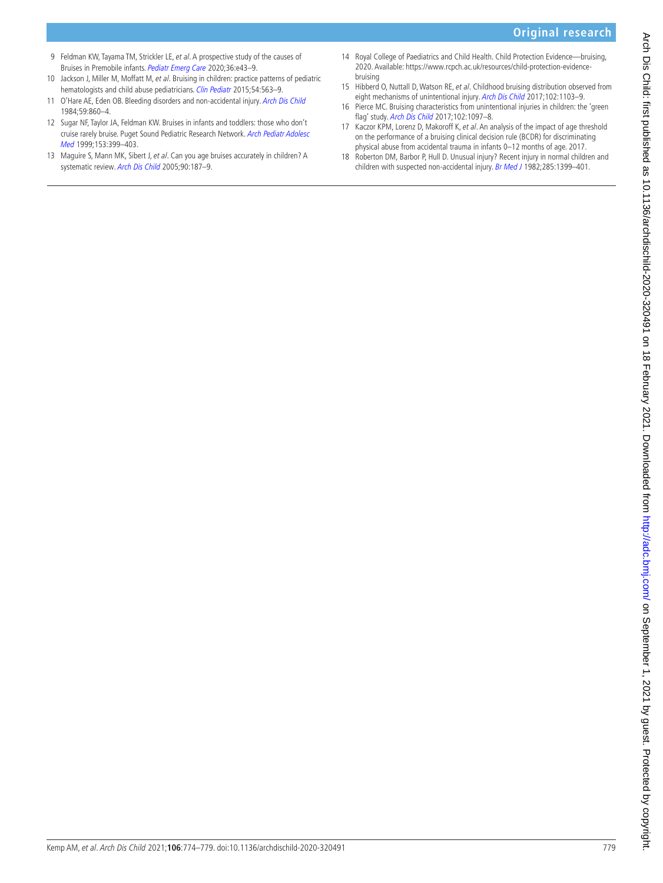9 Feldman KW, Tayama TM, Strickler LE, *et al*. A prospective study of the causes of Bruises in Premobile infants. *Pediatr Emerg Care* 2020;36:e43–9.

10 Jackson J, Miller M, Moffatt M, *et al*. Bruising in children: practice patterns of pediatric hematologists and child abuse pediatricians. *Clin Pediatr* 2015;54:563–9.

11 O'Hare AE, Eden OB. Bleeding disorders and non-accidental injury. *Arch Dis Child* 1984;59:860–4.

12 Sugar NF, Taylor JA, Feldman KW. Bruises in infants and toddlers: those who don't cruise rarely bruise. Puget Sound Pediatric Research Network. *Arch Pediatr Adolesc Med* 1999;153:399–403.

13 Maguire S, Mann MK, Sibert J, *et al*. Can you age bruises accurately in children? A systematic review. *Arch Dis Child* 2005;90:187–9.

14 Royal College of Paediatrics and Child Health. Child Protection Evidence—bruising, 2020. Available: https://www.rcpch.ac.uk/resources/child-protection-evidence-bruising

15 Hibberd O, Nuttall D, Watson RE, *et al*. Childhood bruising distribution observed from eight mechanisms of unintentional injury. *Arch Dis Child* 2017;102:1103–9.

16 Pierce MC. Bruising characteristics from unintentional injuries in children: the 'green flag' study. *Arch Dis Child* 2017;102:1097–8.

17 Kaczor KPM, Lorenz D, Makoroff K, *et al*. An analysis of the impact of age threshold on the performance of a bruising clinical decision rule (BCDR) for discriminating physical abuse from accidental trauma in infants 0–12 months of age. 2017.

18 Roberton DM, Barbor P, Hull D. Unusual injury? Recent injury in normal children and children with suspected non-accidental injury. *Br Med J* 1982;285:1399–401.